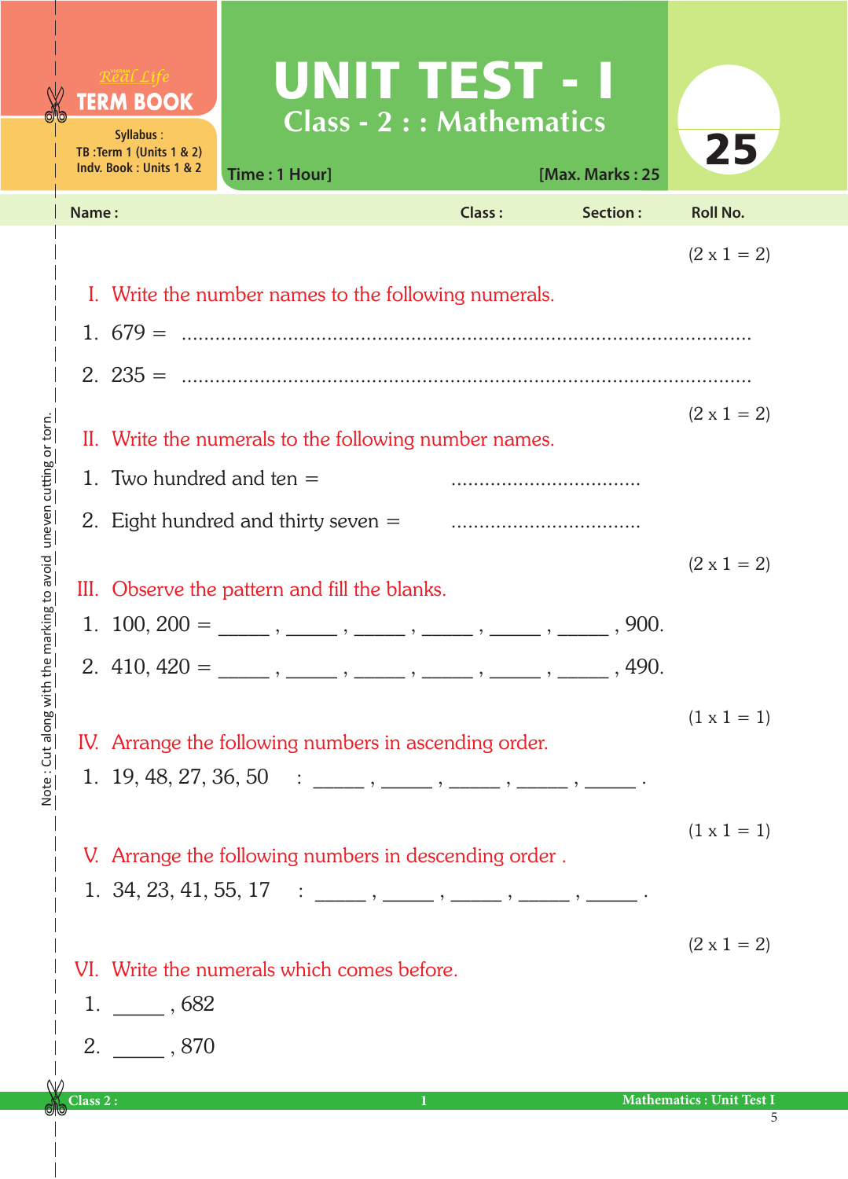Real Life **TERM BOOK**

Syllabus :
TB :Term 1 (Units 1 & 2)
Indv. Book : Units 1 & 2

# UNIT TEST - I

## Class - 2 : : Mathematics

Time : 1 Hour] [Max. Marks : 25

25

Name : Class : Section : Roll No.

(2 x 1 = 2)

**I. Write the number names to the following numerals.**

1. 679 = ..........................................................................................................

2. 235 = ..........................................................................................................

(2 x 1 = 2)

**II. Write the numerals to the following number names.**

1. Two hundred and ten = ..................................

2. Eight hundred and thirty seven = ..................................

(2 x 1 = 2)

**III. Observe the pattern and fill the blanks.**

1. 100, 200 = _____ , _____ , _____ , _____ , _____ , _____ , 900.

2. 410, 420 = _____ , _____ , _____ , _____ , _____ , _____ , 490.

(1 x 1 = 1)

**IV. Arrange the following numbers in ascending order.**

1. 19, 48, 27, 36, 50 : _____ , _____ , _____ , _____ , _____ .

(1 x 1 = 1)

**V. Arrange the following numbers in descending order .**

1. 34, 23, 41, 55, 17 : _____ , _____ , _____ , _____ , _____ .

(2 x 1 = 2)

**VI. Write the numerals which comes before.**

1. _____ , 682

2. _____ , 870

Note : Cut along with the marking to avoid uneven cutting or torn.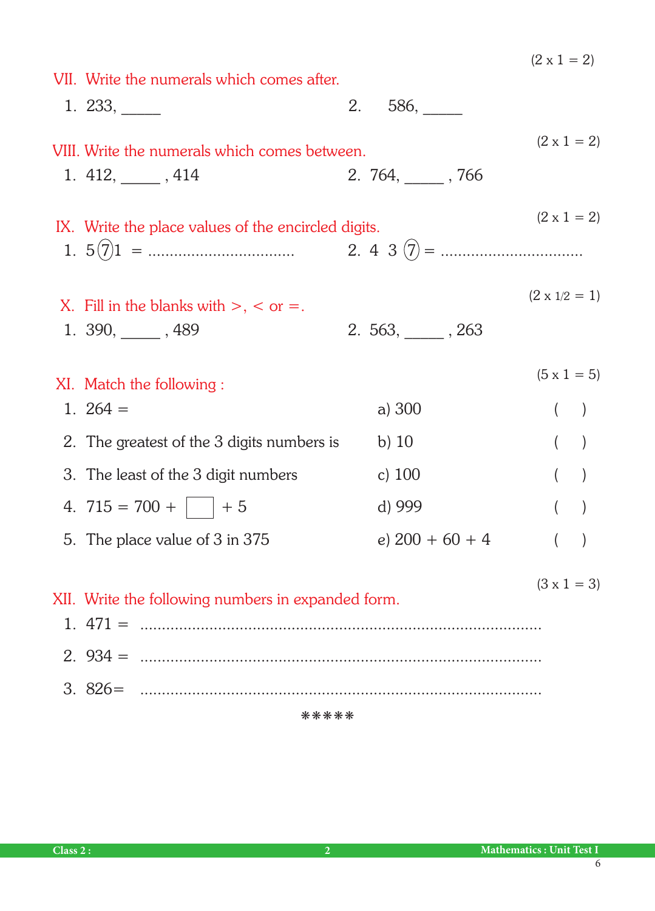(2 x 1 = 2)

## VII. Write the numerals which comes after.

1. 233, _____  2. 586, _____

(2 x 1 = 2)

## VIII. Write the numerals which comes between.

1. 412, _____ , 414  2. 764, _____ , 766

(2 x 1 = 2)

## IX. Write the place values of the encircled digits.

1. 5(7)1 = .................................  2. 4 3 (7) = .................................

(2 x 1/2 = 1)

## X. Fill in the blanks with >, < or =.

1. 390, _____ , 489  2. 563, _____ , 263

(5 x 1 = 5)

## XI. Match the following :

| | | |
|---|---|---|
| 1. 264 = | a) 300 | (  ) |
| 2. The greatest of the 3 digits numbers is | b) 10 | (  ) |
| 3. The least of the 3 digit numbers | c) 100 | (  ) |
| 4. 715 = 700 + ☐ + 5 | d) 999 | (  ) |
| 5. The place value of 3 in 375 | e) 200 + 60 + 4 | (  ) |

(3 x 1 = 3)

## XII. Write the following numbers in expanded form.

1. 471 = ....................................................................................
2. 934 = ....................................................................................
3. 826= ....................................................................................

*****